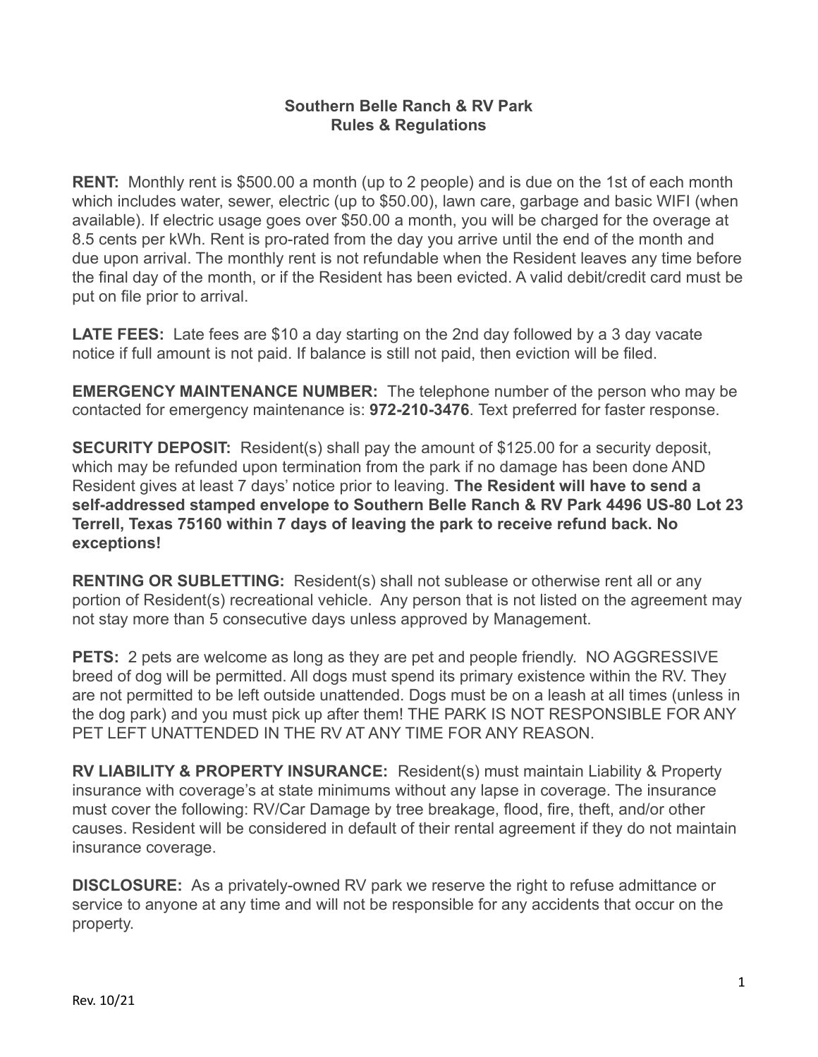# Southern Belle Ranch & RV Park
## Rules & Regulations

**RENT:** Monthly rent is $500.00 a month (up to 2 people) and is due on the 1st of each month which includes water, sewer, electric (up to $50.00), lawn care, garbage and basic WIFI (when available). If electric usage goes over $50.00 a month, you will be charged for the overage at 8.5 cents per kWh. Rent is pro-rated from the day you arrive until the end of the month and due upon arrival. The monthly rent is not refundable when the Resident leaves any time before the final day of the month, or if the Resident has been evicted. A valid debit/credit card must be put on file prior to arrival.

**LATE FEES:** Late fees are $10 a day starting on the 2nd day followed by a 3 day vacate notice if full amount is not paid. If balance is still not paid, then eviction will be filed.

**EMERGENCY MAINTENANCE NUMBER:** The telephone number of the person who may be contacted for emergency maintenance is: **972-210-3476**. Text preferred for faster response.

**SECURITY DEPOSIT:** Resident(s) shall pay the amount of $125.00 for a security deposit, which may be refunded upon termination from the park if no damage has been done AND Resident gives at least 7 days' notice prior to leaving. **The Resident will have to send a self-addressed stamped envelope to Southern Belle Ranch & RV Park 4496 US-80 Lot 23 Terrell, Texas 75160 within 7 days of leaving the park to receive refund back. No exceptions!**

**RENTING OR SUBLETTING:** Resident(s) shall not sublease or otherwise rent all or any portion of Resident(s) recreational vehicle. Any person that is not listed on the agreement may not stay more than 5 consecutive days unless approved by Management.

**PETS:** 2 pets are welcome as long as they are pet and people friendly. NO AGGRESSIVE breed of dog will be permitted. All dogs must spend its primary existence within the RV. They are not permitted to be left outside unattended. Dogs must be on a leash at all times (unless in the dog park) and you must pick up after them! THE PARK IS NOT RESPONSIBLE FOR ANY PET LEFT UNATTENDED IN THE RV AT ANY TIME FOR ANY REASON.

**RV LIABILITY & PROPERTY INSURANCE:** Resident(s) must maintain Liability & Property insurance with coverage's at state minimums without any lapse in coverage. The insurance must cover the following: RV/Car Damage by tree breakage, flood, fire, theft, and/or other causes. Resident will be considered in default of their rental agreement if they do not maintain insurance coverage.

**DISCLOSURE:** As a privately-owned RV park we reserve the right to refuse admittance or service to anyone at any time and will not be responsible for any accidents that occur on the property.

Rev. 10/21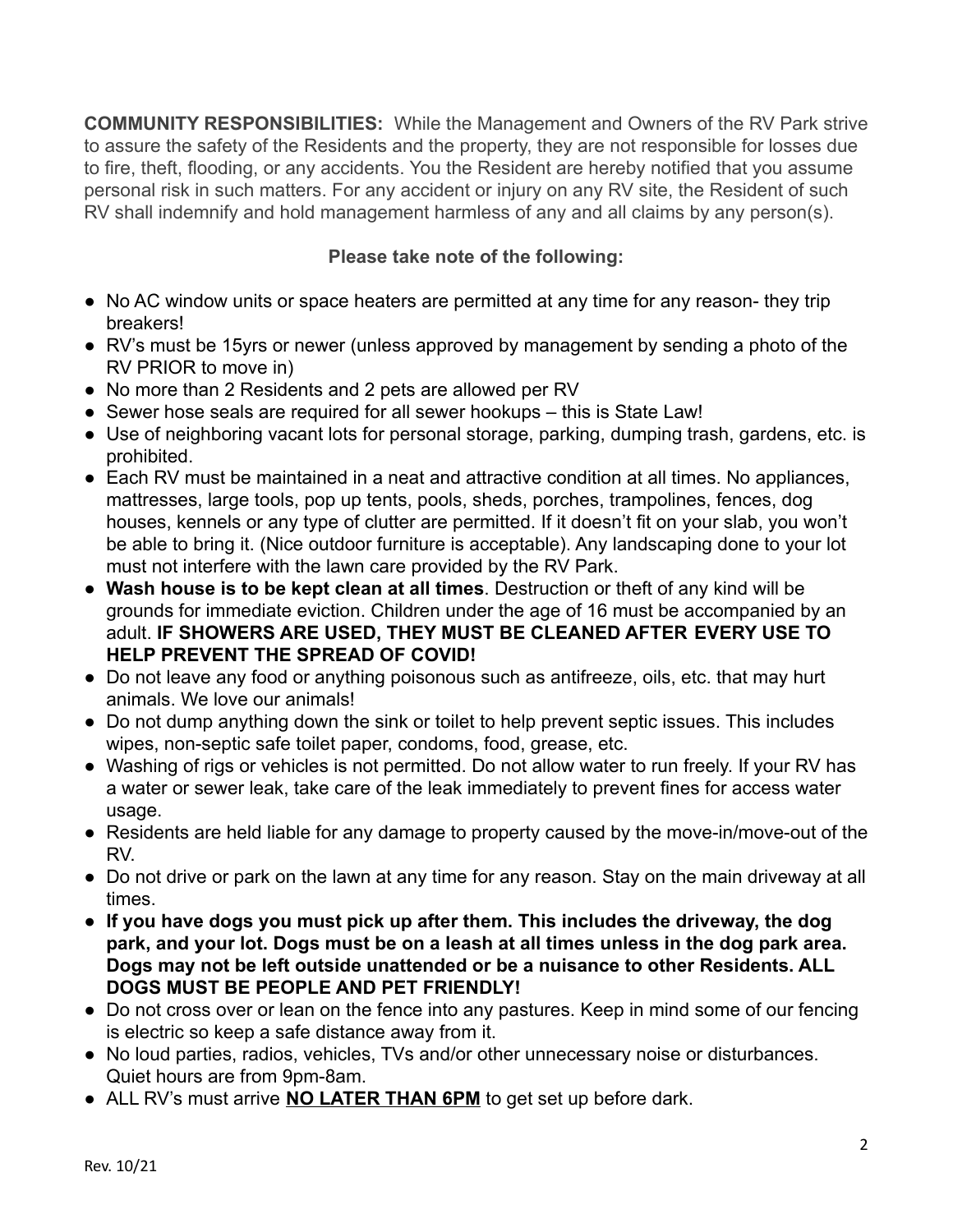**COMMUNITY RESPONSIBILITIES:** While the Management and Owners of the RV Park strive to assure the safety of the Residents and the property, they are not responsible for losses due to fire, theft, flooding, or any accidents. You the Resident are hereby notified that you assume personal risk in such matters. For any accident or injury on any RV site, the Resident of such RV shall indemnify and hold management harmless of any and all claims by any person(s).

**Please take note of the following:**

- No AC window units or space heaters are permitted at any time for any reason- they trip breakers!
- RV's must be 15yrs or newer (unless approved by management by sending a photo of the RV PRIOR to move in)
- No more than 2 Residents and 2 pets are allowed per RV
- Sewer hose seals are required for all sewer hookups – this is State Law!
- Use of neighboring vacant lots for personal storage, parking, dumping trash, gardens, etc. is prohibited.
- Each RV must be maintained in a neat and attractive condition at all times. No appliances, mattresses, large tools, pop up tents, pools, sheds, porches, trampolines, fences, dog houses, kennels or any type of clutter are permitted. If it doesn't fit on your slab, you won't be able to bring it. (Nice outdoor furniture is acceptable). Any landscaping done to your lot must not interfere with the lawn care provided by the RV Park.
- **Wash house is to be kept clean at all times**. Destruction or theft of any kind will be grounds for immediate eviction. Children under the age of 16 must be accompanied by an adult. **IF SHOWERS ARE USED, THEY MUST BE CLEANED AFTER EVERY USE TO HELP PREVENT THE SPREAD OF COVID!**
- Do not leave any food or anything poisonous such as antifreeze, oils, etc. that may hurt animals. We love our animals!
- Do not dump anything down the sink or toilet to help prevent septic issues. This includes wipes, non-septic safe toilet paper, condoms, food, grease, etc.
- Washing of rigs or vehicles is not permitted. Do not allow water to run freely. If your RV has a water or sewer leak, take care of the leak immediately to prevent fines for access water usage.
- Residents are held liable for any damage to property caused by the move-in/move-out of the RV.
- Do not drive or park on the lawn at any time for any reason. Stay on the main driveway at all times.
- **If you have dogs you must pick up after them. This includes the driveway, the dog park, and your lot. Dogs must be on a leash at all times unless in the dog park area. Dogs may not be left outside unattended or be a nuisance to other Residents. ALL DOGS MUST BE PEOPLE AND PET FRIENDLY!**
- Do not cross over or lean on the fence into any pastures. Keep in mind some of our fencing is electric so keep a safe distance away from it.
- No loud parties, radios, vehicles, TVs and/or other unnecessary noise or disturbances. Quiet hours are from 9pm-8am.
- ALL RV's must arrive **NO LATER THAN 6PM** to get set up before dark.

Rev. 10/21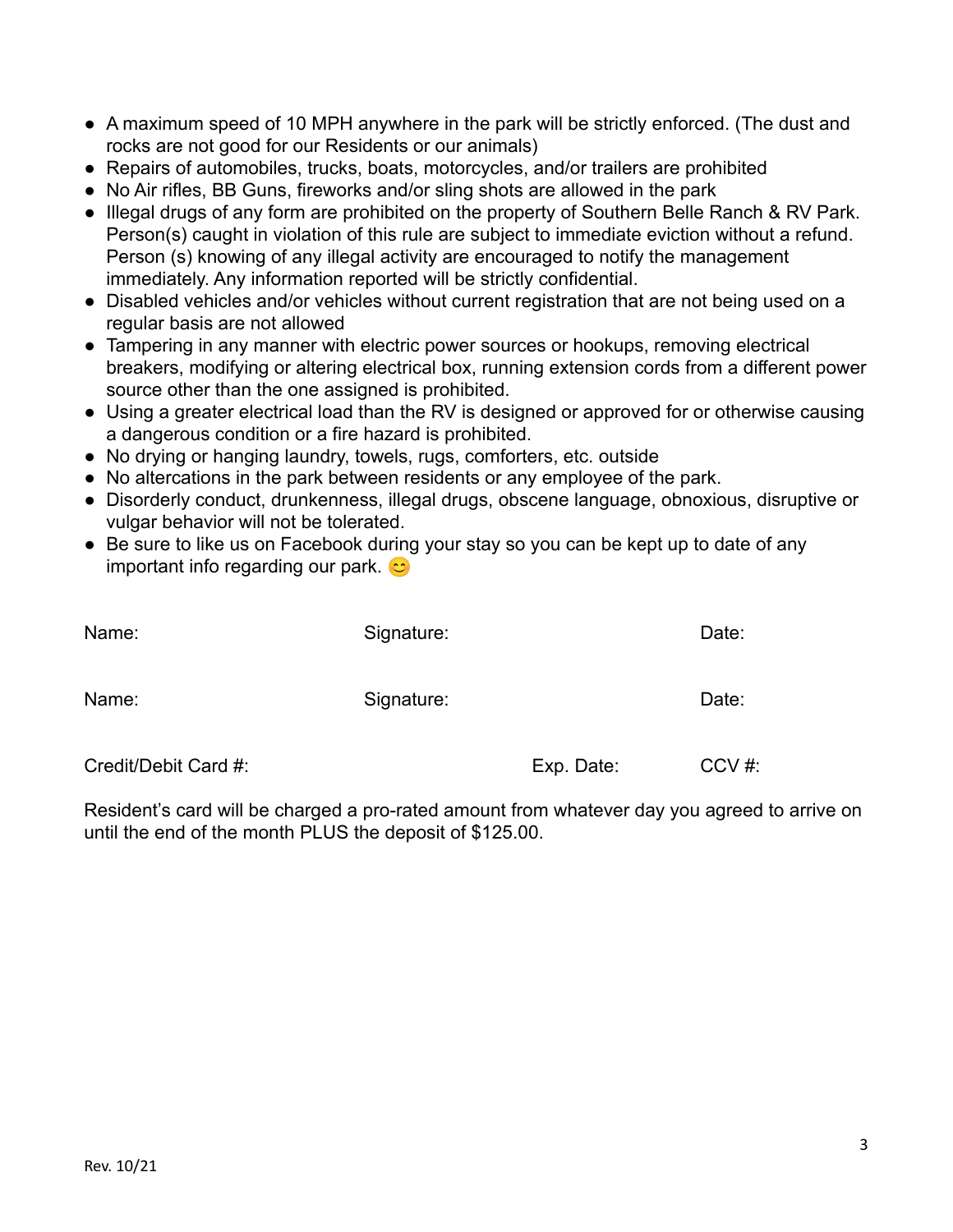- A maximum speed of 10 MPH anywhere in the park will be strictly enforced. (The dust and rocks are not good for our Residents or our animals)
- Repairs of automobiles, trucks, boats, motorcycles, and/or trailers are prohibited
- No Air rifles, BB Guns, fireworks and/or sling shots are allowed in the park
- Illegal drugs of any form are prohibited on the property of Southern Belle Ranch & RV Park. Person(s) caught in violation of this rule are subject to immediate eviction without a refund. Person (s) knowing of any illegal activity are encouraged to notify the management immediately. Any information reported will be strictly confidential.
- Disabled vehicles and/or vehicles without current registration that are not being used on a regular basis are not allowed
- Tampering in any manner with electric power sources or hookups, removing electrical breakers, modifying or altering electrical box, running extension cords from a different power source other than the one assigned is prohibited.
- Using a greater electrical load than the RV is designed or approved for or otherwise causing a dangerous condition or a fire hazard is prohibited.
- No drying or hanging laundry, towels, rugs, comforters, etc. outside
- No altercations in the park between residents or any employee of the park.
- Disorderly conduct, drunkenness, illegal drugs, obscene language, obnoxious, disruptive or vulgar behavior will not be tolerated.
- Be sure to like us on Facebook during your stay so you can be kept up to date of any important info regarding our park. 😊

Name: Signature: Date:

Name: Signature: Date:

Credit/Debit Card #: Exp. Date: CCV #:

Resident's card will be charged a pro-rated amount from whatever day you agreed to arrive on until the end of the month PLUS the deposit of $125.00.

Rev. 10/21